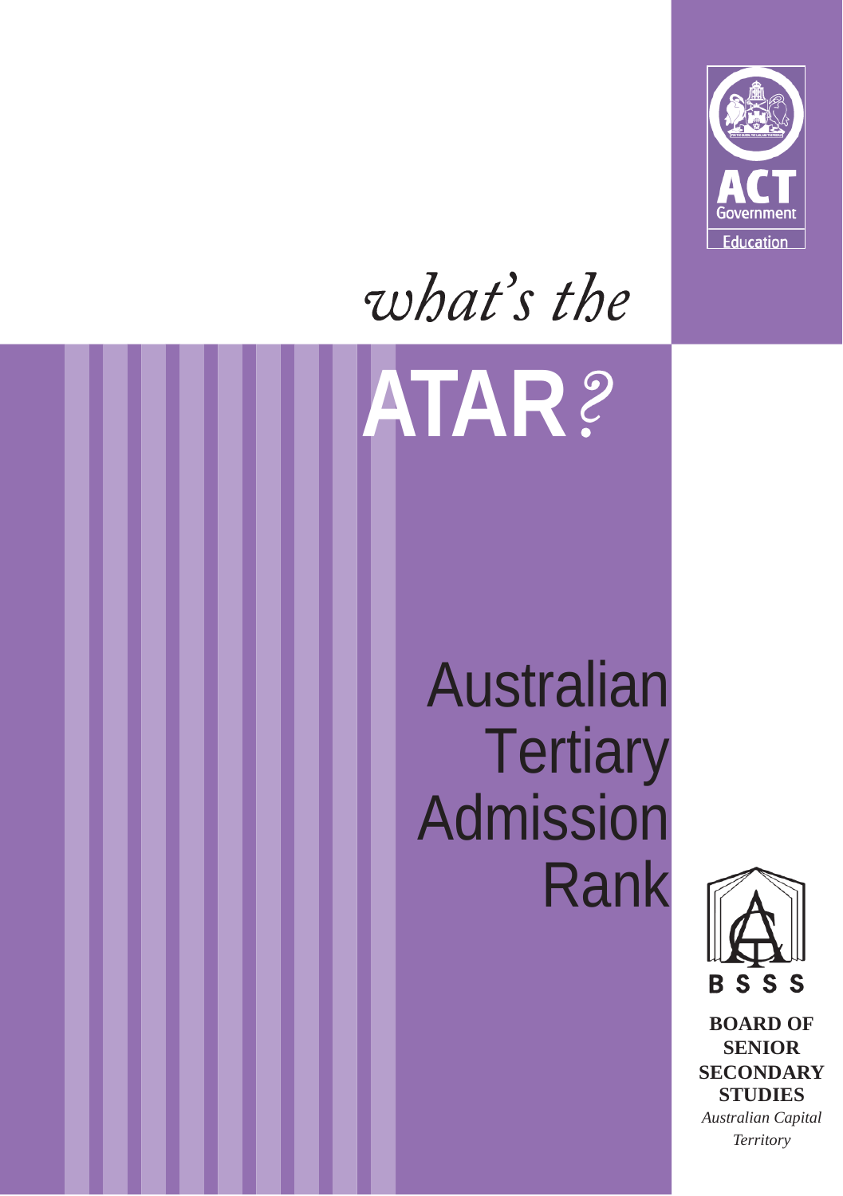ACT Government

Education

# *what's the* ATAR?

## Australian Tertiary Admission Rank

BSSS

**BOARD OF SENIOR SECONDARY STUDIES**

*Australian Capital Territory*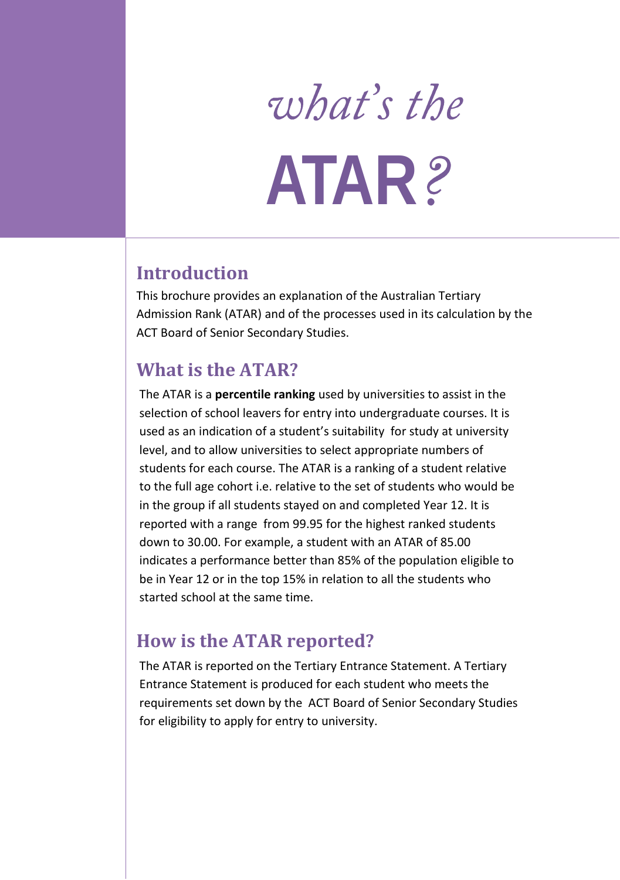# *what's the* ATAR?

## Introduction

This brochure provides an explanation of the Australian Tertiary Admission Rank (ATAR) and of the processes used in its calculation by the ACT Board of Senior Secondary Studies.

## What is the ATAR?

The ATAR is a **percentile ranking** used by universities to assist in the selection of school leavers for entry into undergraduate courses. It is used as an indication of a student's suitability for study at university level, and to allow universities to select appropriate numbers of students for each course. The ATAR is a ranking of a student relative to the full age cohort i.e. relative to the set of students who would be in the group if all students stayed on and completed Year 12. It is reported with a range from 99.95 for the highest ranked students down to 30.00. For example, a student with an ATAR of 85.00 indicates a performance better than 85% of the population eligible to be in Year 12 or in the top 15% in relation to all the students who started school at the same time.

## How is the ATAR reported?

The ATAR is reported on the Tertiary Entrance Statement. A Tertiary Entrance Statement is produced for each student who meets the requirements set down by the ACT Board of Senior Secondary Studies for eligibility to apply for entry to university.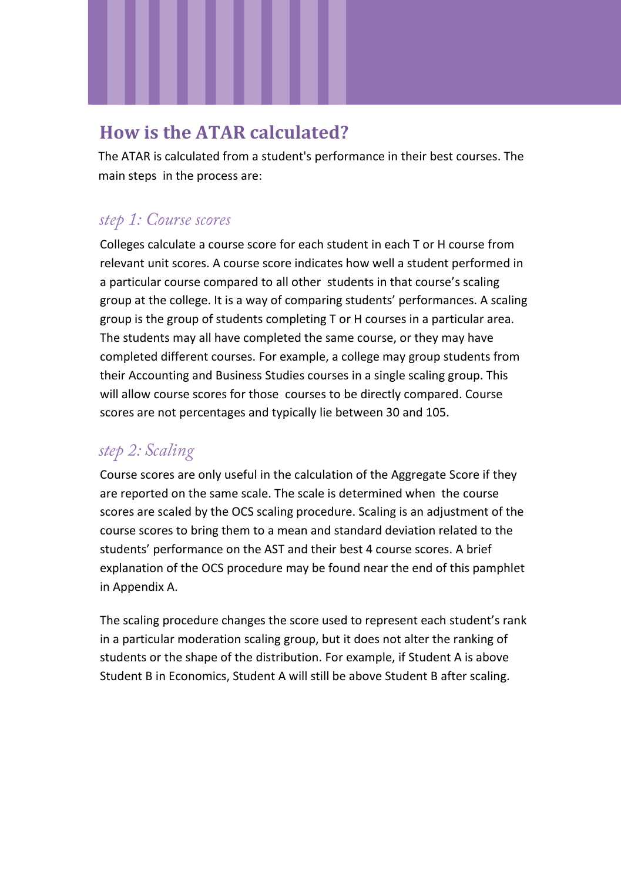## How is the ATAR calculated?

The ATAR is calculated from a student's performance in their best courses. The main steps in the process are:

### *step 1: Course scores*

Colleges calculate a course score for each student in each T or H course from relevant unit scores. A course score indicates how well a student performed in a particular course compared to all other students in that course's scaling group at the college. It is a way of comparing students' performances. A scaling group is the group of students completing T or H courses in a particular area. The students may all have completed the same course, or they may have completed different courses. For example, a college may group students from their Accounting and Business Studies courses in a single scaling group. This will allow course scores for those courses to be directly compared. Course scores are not percentages and typically lie between 30 and 105.

### *step 2: Scaling*

Course scores are only useful in the calculation of the Aggregate Score if they are reported on the same scale. The scale is determined when the course scores are scaled by the OCS scaling procedure. Scaling is an adjustment of the course scores to bring them to a mean and standard deviation related to the students' performance on the AST and their best 4 course scores. A brief explanation of the OCS procedure may be found near the end of this pamphlet in Appendix A.

The scaling procedure changes the score used to represent each student's rank in a particular moderation scaling group, but it does not alter the ranking of students or the shape of the distribution. For example, if Student A is above Student B in Economics, Student A will still be above Student B after scaling.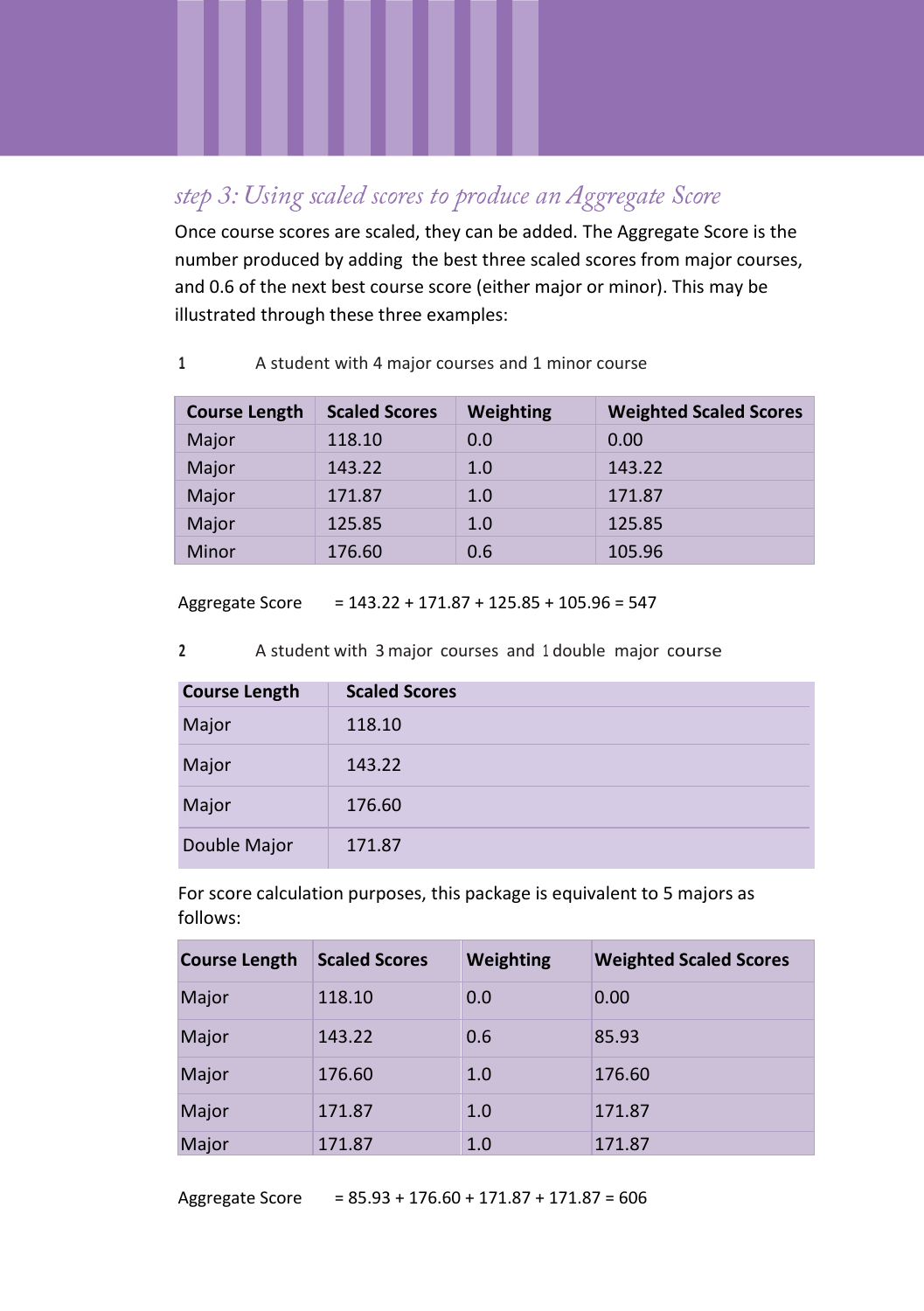## *step 3: Using scaled scores to produce an Aggregate Score*

Once course scores are scaled, they can be added. The Aggregate Score is the number produced by adding the best three scaled scores from major courses, and 0.6 of the next best course score (either major or minor). This may be illustrated through these three examples:

1 A student with 4 major courses and 1 minor course

| Course Length | Scaled Scores | Weighting | Weighted Scaled Scores |
|---|---|---|---|
| Major | 118.10 | 0.0 | 0.00 |
| Major | 143.22 | 1.0 | 143.22 |
| Major | 171.87 | 1.0 | 171.87 |
| Major | 125.85 | 1.0 | 125.85 |
| Minor | 176.60 | 0.6 | 105.96 |

Aggregate Score = 143.22 + 171.87 + 125.85 + 105.96 = 547

2 A student with 3 major courses and 1 double major course

| Course Length | Scaled Scores |
|---|---|
| Major | 118.10 |
| Major | 143.22 |
| Major | 176.60 |
| Double Major | 171.87 |

For score calculation purposes, this package is equivalent to 5 majors as follows:

| Course Length | Scaled Scores | Weighting | Weighted Scaled Scores |
|---|---|---|---|
| Major | 118.10 | 0.0 | 0.00 |
| Major | 143.22 | 0.6 | 85.93 |
| Major | 176.60 | 1.0 | 176.60 |
| Major | 171.87 | 1.0 | 171.87 |
| Major | 171.87 | 1.0 | 171.87 |

Aggregate Score = 85.93 + 176.60 + 171.87 + 171.87 = 606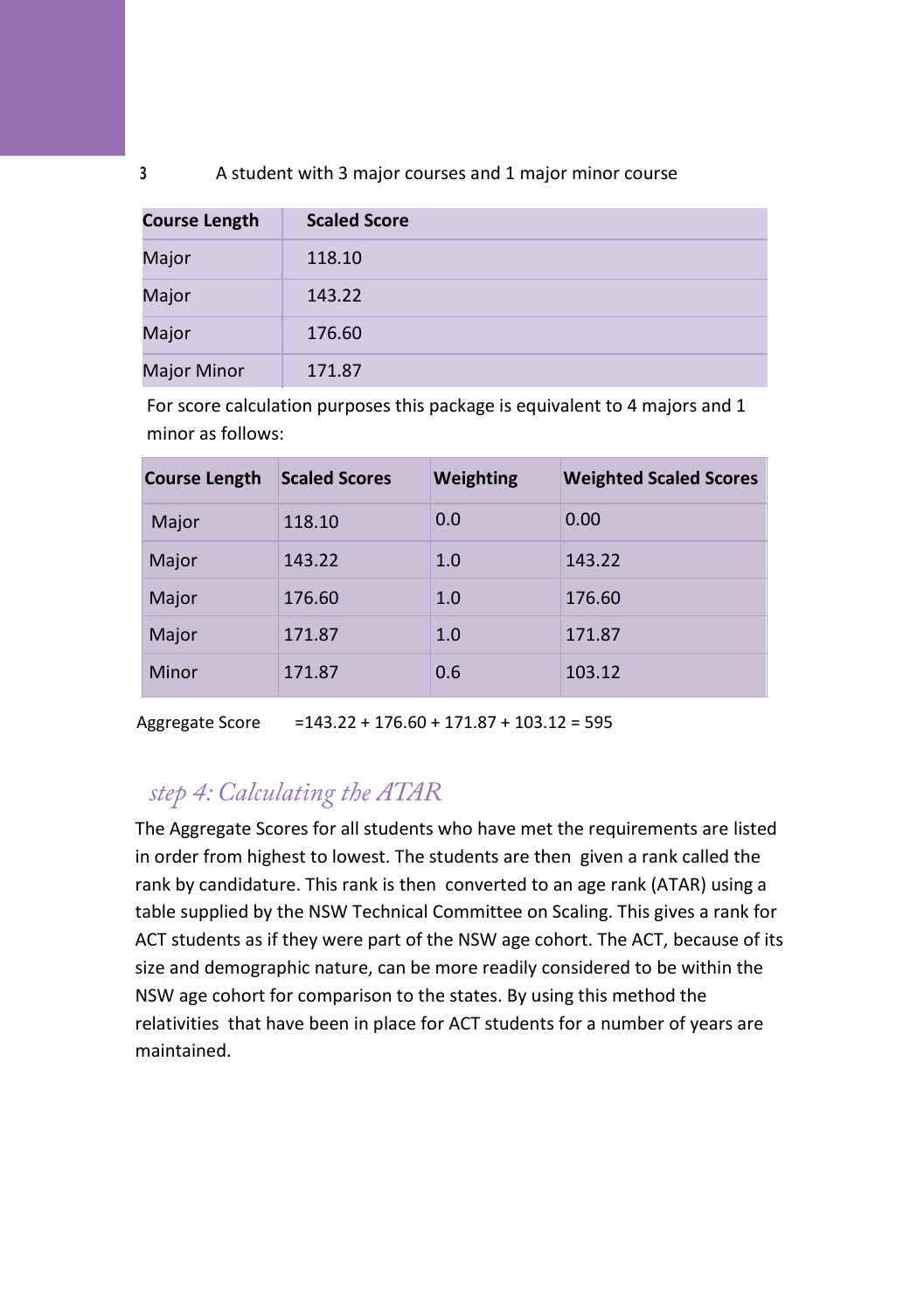3 A student with 3 major courses and 1 major minor course

| Course Length | Scaled Score |
|---|---|
| Major | 118.10 |
| Major | 143.22 |
| Major | 176.60 |
| Major Minor | 171.87 |

For score calculation purposes this package is equivalent to 4 majors and 1 minor as follows:

| Course Length | Scaled Scores | Weighting | Weighted Scaled Scores |
|---|---|---|---|
| Major | 118.10 | 0.0 | 0.00 |
| Major | 143.22 | 1.0 | 143.22 |
| Major | 176.60 | 1.0 | 176.60 |
| Major | 171.87 | 1.0 | 171.87 |
| Minor | 171.87 | 0.6 | 103.12 |

Aggregate Score =143.22 + 176.60 + 171.87 + 103.12 = 595

## *step 4: Calculating the ATAR*

The Aggregate Scores for all students who have met the requirements are listed in order from highest to lowest. The students are then given a rank called the rank by candidature. This rank is then converted to an age rank (ATAR) using a table supplied by the NSW Technical Committee on Scaling. This gives a rank for ACT students as if they were part of the NSW age cohort. The ACT, because of its size and demographic nature, can be more readily considered to be within the NSW age cohort for comparison to the states. By using this method the relativities that have been in place for ACT students for a number of years are maintained.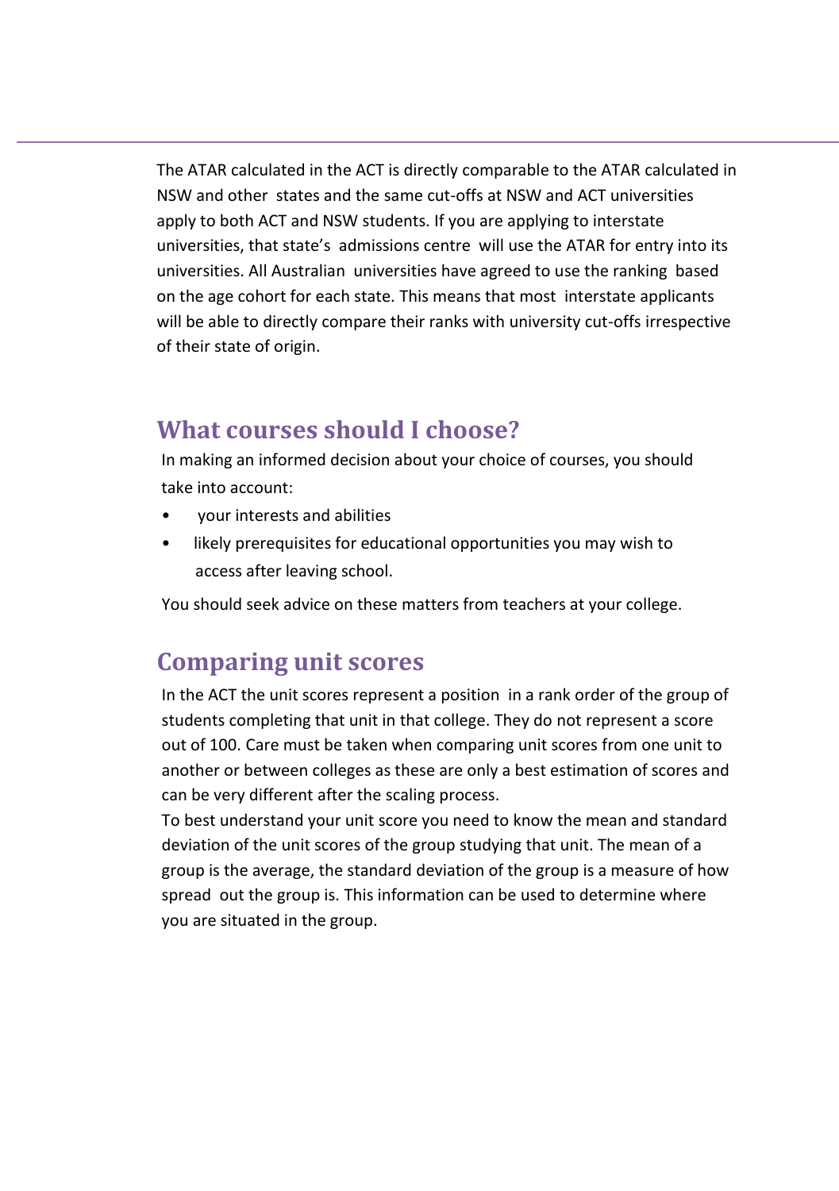The ATAR calculated in the ACT is directly comparable to the ATAR calculated in NSW and other states and the same cut-offs at NSW and ACT universities apply to both ACT and NSW students. If you are applying to interstate universities, that state's admissions centre will use the ATAR for entry into its universities. All Australian universities have agreed to use the ranking based on the age cohort for each state. This means that most interstate applicants will be able to directly compare their ranks with university cut-offs irrespective of their state of origin.

## What courses should I choose?

In making an informed decision about your choice of courses, you should take into account:

- your interests and abilities
- likely prerequisites for educational opportunities you may wish to access after leaving school.

You should seek advice on these matters from teachers at your college.

## Comparing unit scores

In the ACT the unit scores represent a position in a rank order of the group of students completing that unit in that college. They do not represent a score out of 100. Care must be taken when comparing unit scores from one unit to another or between colleges as these are only a best estimation of scores and can be very different after the scaling process.

To best understand your unit score you need to know the mean and standard deviation of the unit scores of the group studying that unit. The mean of a group is the average, the standard deviation of the group is a measure of how spread out the group is. This information can be used to determine where you are situated in the group.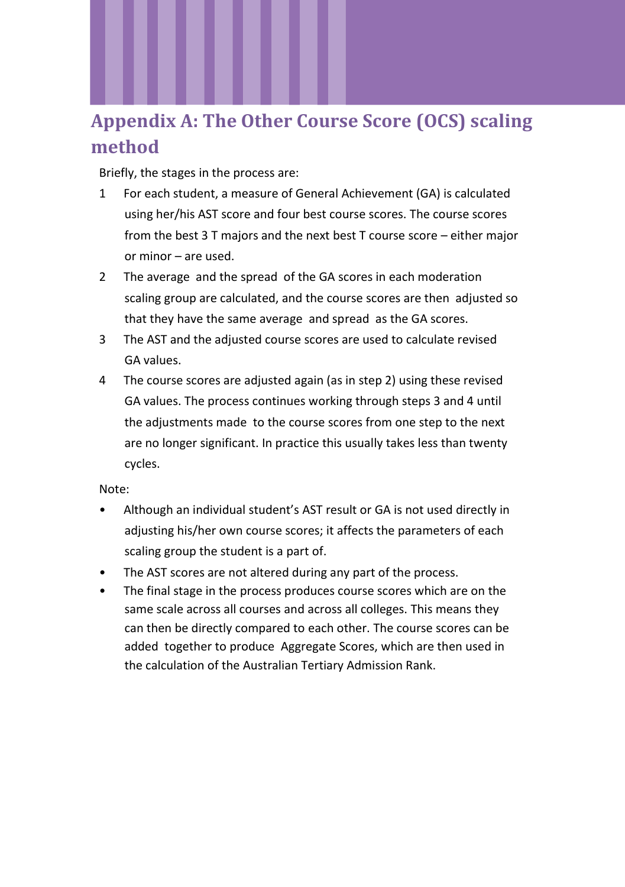# Appendix A: The Other Course Score (OCS) scaling method

Briefly, the stages in the process are:

1. For each student, a measure of General Achievement (GA) is calculated using her/his AST score and four best course scores. The course scores from the best 3 T majors and the next best T course score – either major or minor – are used.
2. The average and the spread of the GA scores in each moderation scaling group are calculated, and the course scores are then adjusted so that they have the same average and spread as the GA scores.
3. The AST and the adjusted course scores are used to calculate revised GA values.
4. The course scores are adjusted again (as in step 2) using these revised GA values. The process continues working through steps 3 and 4 until the adjustments made to the course scores from one step to the next are no longer significant. In practice this usually takes less than twenty cycles.

Note:

- Although an individual student's AST result or GA is not used directly in adjusting his/her own course scores; it affects the parameters of each scaling group the student is a part of.
- The AST scores are not altered during any part of the process.
- The final stage in the process produces course scores which are on the same scale across all courses and across all colleges. This means they can then be directly compared to each other. The course scores can be added together to produce Aggregate Scores, which are then used in the calculation of the Australian Tertiary Admission Rank.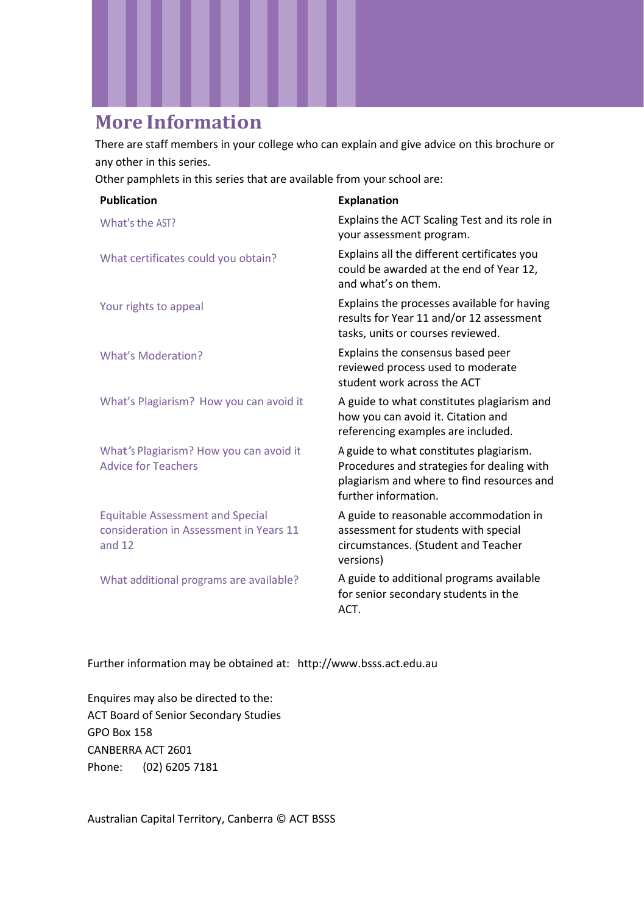# More Information

There are staff members in your college who can explain and give advice on this brochure or any other in this series.

Other pamphlets in this series that are available from your school are:

| Publication | Explanation |
|---|---|
| What's the AST? | Explains the ACT Scaling Test and its role in your assessment program. |
| What certificates could you obtain? | Explains all the different certificates you could be awarded at the end of Year 12, and what's on them. |
| Your rights to appeal | Explains the processes available for having results for Year 11 and/or 12 assessment tasks, units or courses reviewed. |
| What's Moderation? | Explains the consensus based peer reviewed process used to moderate student work across the ACT |
| What's Plagiarism? How you can avoid it | A guide to what constitutes plagiarism and how you can avoid it. Citation and referencing examples are included. |
| What's Plagiarism? How you can avoid it Advice for Teachers | A guide to what constitutes plagiarism. Procedures and strategies for dealing with plagiarism and where to find resources and further information. |
| Equitable Assessment and Special consideration in Assessment in Years 11 and 12 | A guide to reasonable accommodation in assessment for students with special circumstances. (Student and Teacher versions) |
| What additional programs are available? | A guide to additional programs available for senior secondary students in the ACT. |

Further information may be obtained at: http://www.bsss.act.edu.au

Enquires may also be directed to the:
ACT Board of Senior Secondary Studies
GPO Box 158
CANBERRA ACT 2601
Phone: (02) 6205 7181

Australian Capital Territory, Canberra © ACT BSSS